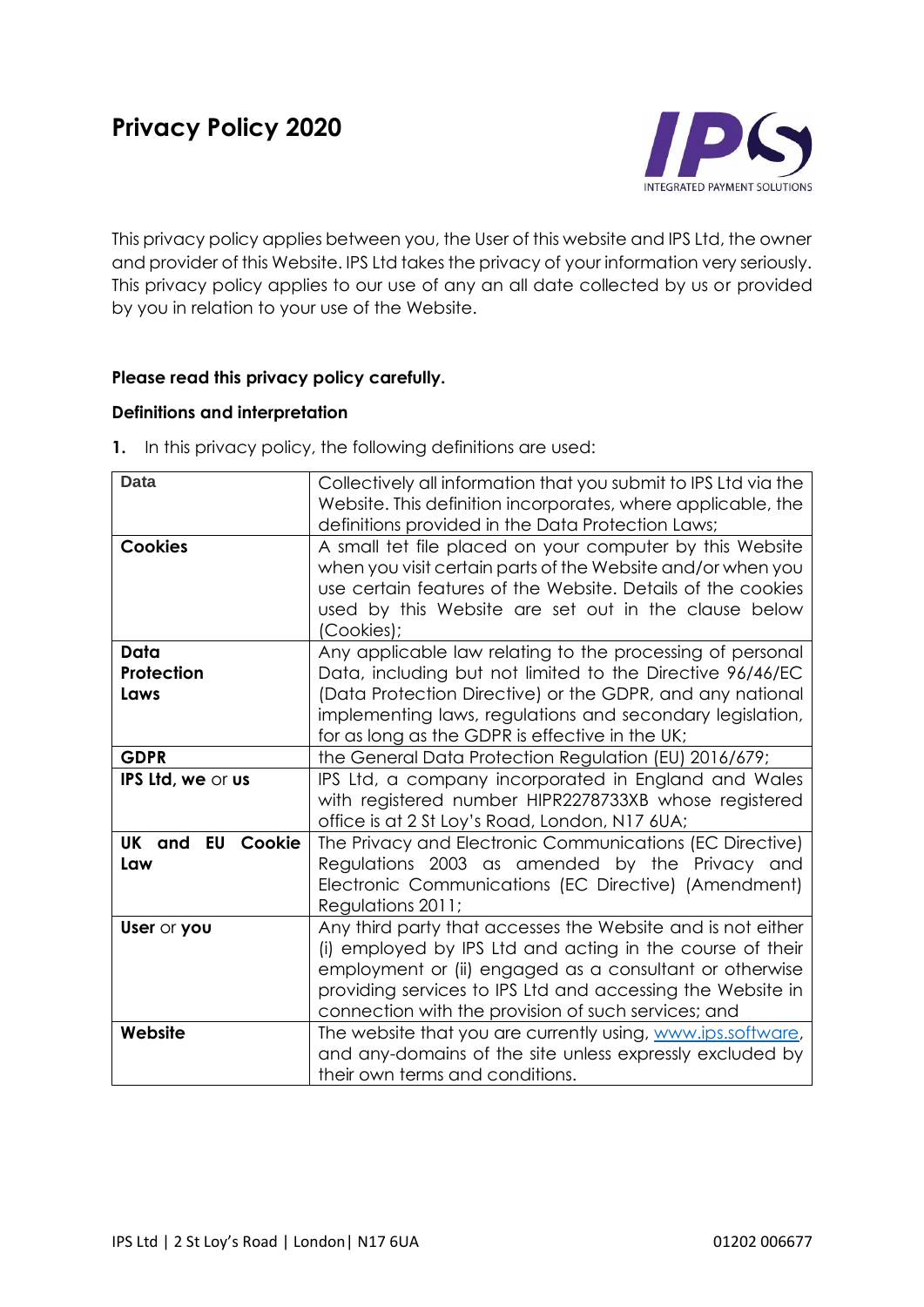# Privacy Policy 2020

This privacy policy applies between you, the User of this website and IPS Ltd, the owner and provider of this Website. IPS Ltd takes the privacy of your information very seriously. This privacy policy applies to our use of any an all date collected by us or provided by you in relation to your use of the Website.

**Please read this privacy policy carefully.**

**Definitions and interpretation**

**1.** In this privacy policy, the following definitions are used:

| | |
|---|---|
| **Data** | Collectively all information that you submit to IPS Ltd via the Website. This definition incorporates, where applicable, the definitions provided in the Data Protection Laws; |
| **Cookies** | A small tet file placed on your computer by this Website when you visit certain parts of the Website and/or when you use certain features of the Website. Details of the cookies used by this Website are set out in the clause below (Cookies); |
| **Data Protection Laws** | Any applicable law relating to the processing of personal Data, including but not limited to the Directive 96/46/EC (Data Protection Directive) or the GDPR, and any national implementing laws, regulations and secondary legislation, for as long as the GDPR is effective in the UK; |
| **GDPR** | the General Data Protection Regulation (EU) 2016/679; |
| **IPS Ltd, we** or **us** | IPS Ltd, a company incorporated in England and Wales with registered number HIPR2278733XB whose registered office is at 2 St Loy's Road, London, N17 6UA; |
| **UK and EU Cookie Law** | The Privacy and Electronic Communications (EC Directive) Regulations 2003 as amended by the Privacy and Electronic Communications (EC Directive) (Amendment) Regulations 2011; |
| **User** or **you** | Any third party that accesses the Website and is not either (i) employed by IPS Ltd and acting in the course of their employment or (ii) engaged as a consultant or otherwise providing services to IPS Ltd and accessing the Website in connection with the provision of such services; and |
| **Website** | The website that you are currently using, www.ips.software, and any-domains of the site unless expressly excluded by their own terms and conditions. |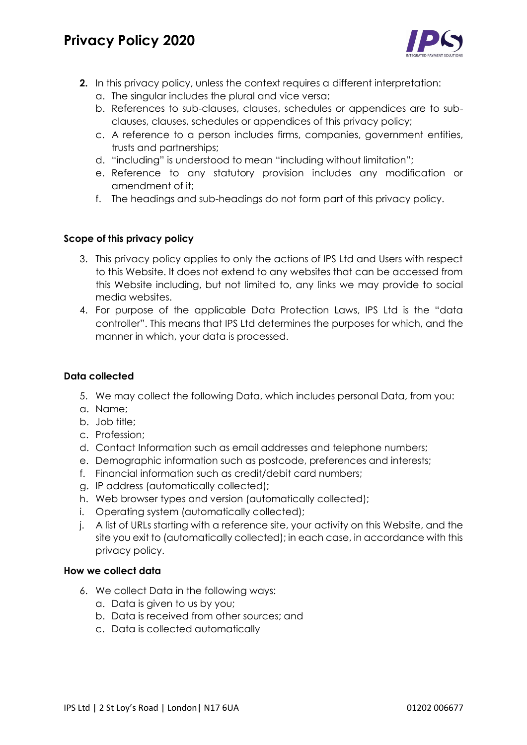2. In this privacy policy, unless the context requires a different interpretation:
   a. The singular includes the plural and vice versa;
   b. References to sub-clauses, clauses, schedules or appendices are to sub-clauses, clauses, schedules or appendices of this privacy policy;
   c. A reference to a person includes firms, companies, government entities, trusts and partnerships;
   d. "including" is understood to mean "including without limitation";
   e. Reference to any statutory provision includes any modification or amendment of it;
   f. The headings and sub-headings do not form part of this privacy policy.

**Scope of this privacy policy**

3. This privacy policy applies to only the actions of IPS Ltd and Users with respect to this Website. It does not extend to any websites that can be accessed from this Website including, but not limited to, any links we may provide to social media websites.
4. For purpose of the applicable Data Protection Laws, IPS Ltd is the "data controller". This means that IPS Ltd determines the purposes for which, and the manner in which, your data is processed.

**Data collected**

5. We may collect the following Data, which includes personal Data, from you:

a. Name;
b. Job title;
c. Profession;
d. Contact Information such as email addresses and telephone numbers;
e. Demographic information such as postcode, preferences and interests;
f. Financial information such as credit/debit card numbers;
g. IP address (automatically collected);
h. Web browser types and version (automatically collected);
i. Operating system (automatically collected);
j. A list of URLs starting with a reference site, your activity on this Website, and the site you exit to (automatically collected); in each case, in accordance with this privacy policy.

**How we collect data**

6. We collect Data in the following ways:
   a. Data is given to us by you;
   b. Data is received from other sources; and
   c. Data is collected automatically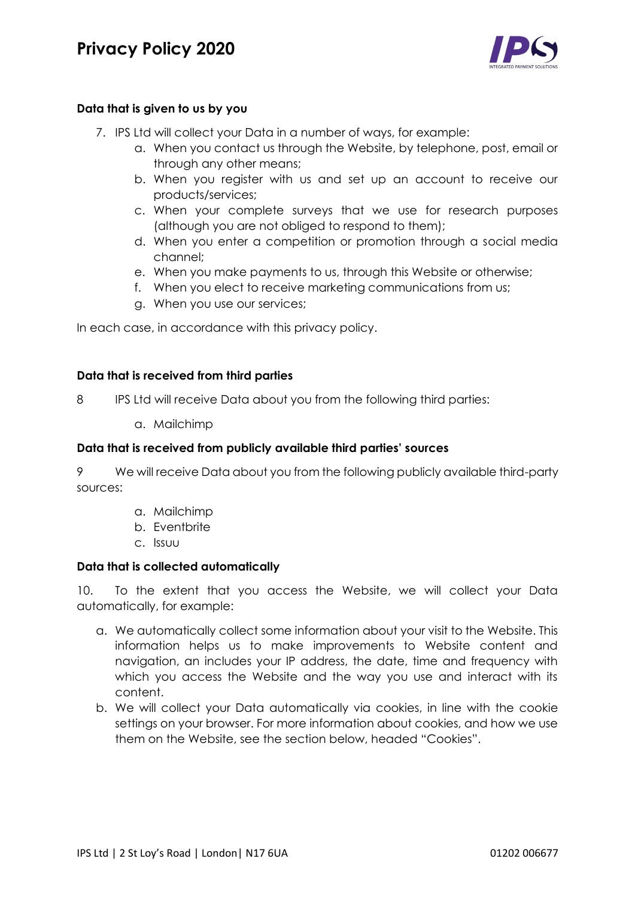**Data that is given to us by you**

7. IPS Ltd will collect your Data in a number of ways, for example:
    a. When you contact us through the Website, by telephone, post, email or through any other means;
    b. When you register with us and set up an account to receive our products/services;
    c. When your complete surveys that we use for research purposes (although you are not obliged to respond to them);
    d. When you enter a competition or promotion through a social media channel;
    e. When you make payments to us, through this Website or otherwise;
    f. When you elect to receive marketing communications from us;
    g. When you use our services;

In each case, in accordance with this privacy policy.

**Data that is received from third parties**

8 IPS Ltd will receive Data about you from the following third parties:

a. Mailchimp

**Data that is received from publicly available third parties' sources**

9 We will receive Data about you from the following publicly available third-party sources:

a. Mailchimp
b. Eventbrite
c. Issuu

**Data that is collected automatically**

10. To the extent that you access the Website, we will collect your Data automatically, for example:

a. We automatically collect some information about your visit to the Website. This information helps us to make improvements to Website content and navigation, an includes your IP address, the date, time and frequency with which you access the Website and the way you use and interact with its content.
b. We will collect your Data automatically via cookies, in line with the cookie settings on your browser. For more information about cookies, and how we use them on the Website, see the section below, headed "Cookies".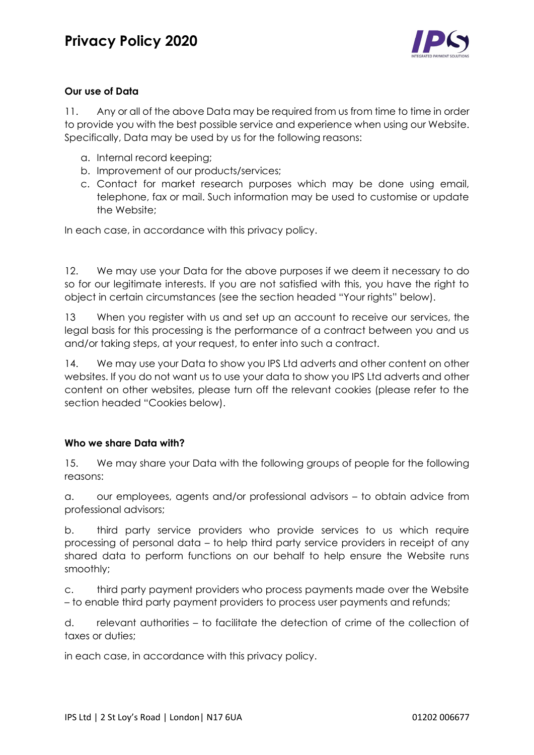## Our use of Data

11. Any or all of the above Data may be required from us from time to time in order to provide you with the best possible service and experience when using our Website. Specifically, Data may be used by us for the following reasons:

a. Internal record keeping;
b. Improvement of our products/services;
c. Contact for market research purposes which may be done using email, telephone, fax or mail. Such information may be used to customise or update the Website;

In each case, in accordance with this privacy policy.

12. We may use your Data for the above purposes if we deem it necessary to do so for our legitimate interests. If you are not satisfied with this, you have the right to object in certain circumstances (see the section headed "Your rights" below).

13 When you register with us and set up an account to receive our services, the legal basis for this processing is the performance of a contract between you and us and/or taking steps, at your request, to enter into such a contract.

14. We may use your Data to show you IPS Ltd adverts and other content on other websites. If you do not want us to use your data to show you IPS Ltd adverts and other content on other websites, please turn off the relevant cookies (please refer to the section headed "Cookies below).

## Who we share Data with?

15. We may share your Data with the following groups of people for the following reasons:

a. our employees, agents and/or professional advisors – to obtain advice from professional advisors;

b. third party service providers who provide services to us which require processing of personal data – to help third party service providers in receipt of any shared data to perform functions on our behalf to help ensure the Website runs smoothly;

c. third party payment providers who process payments made over the Website – to enable third party payment providers to process user payments and refunds;

d. relevant authorities – to facilitate the detection of crime of the collection of taxes or duties;

in each case, in accordance with this privacy policy.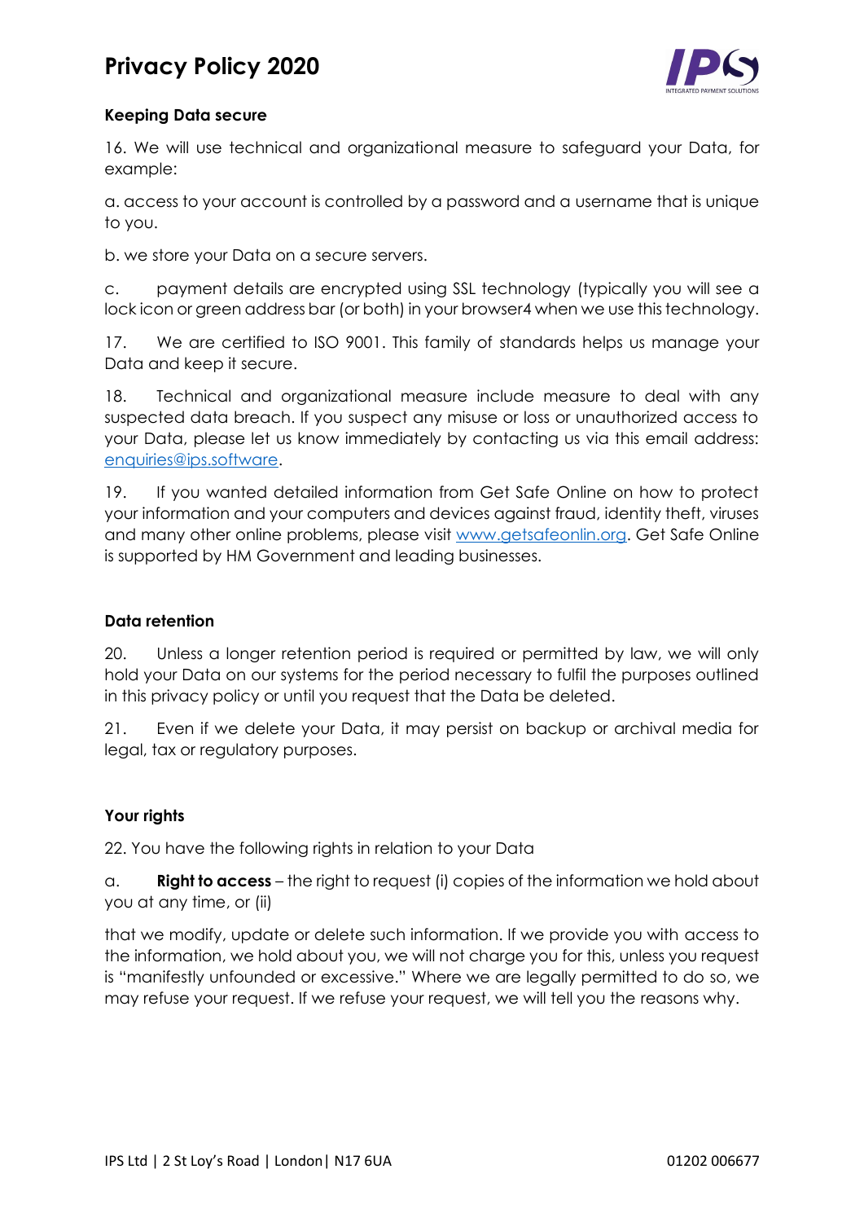### Keeping Data secure

16. We will use technical and organizational measure to safeguard your Data, for example:

a. access to your account is controlled by a password and a username that is unique to you.

b. we store your Data on a secure servers.

c. payment details are encrypted using SSL technology (typically you will see a lock icon or green address bar (or both) in your browser4 when we use this technology.

17. We are certified to ISO 9001. This family of standards helps us manage your Data and keep it secure.

18. Technical and organizational measure include measure to deal with any suspected data breach. If you suspect any misuse or loss or unauthorized access to your Data, please let us know immediately by contacting us via this email address: enquiries@ips.software.

19. If you wanted detailed information from Get Safe Online on how to protect your information and your computers and devices against fraud, identity theft, viruses and many other online problems, please visit www.getsafeonlin.org. Get Safe Online is supported by HM Government and leading businesses.

### Data retention

20. Unless a longer retention period is required or permitted by law, we will only hold your Data on our systems for the period necessary to fulfil the purposes outlined in this privacy policy or until you request that the Data be deleted.

21. Even if we delete your Data, it may persist on backup or archival media for legal, tax or regulatory purposes.

### Your rights

22. You have the following rights in relation to your Data

a. **Right to access** – the right to request (i) copies of the information we hold about you at any time, or (ii)

that we modify, update or delete such information. If we provide you with access to the information, we hold about you, we will not charge you for this, unless you request is "manifestly unfounded or excessive." Where we are legally permitted to do so, we may refuse your request. If we refuse your request, we will tell you the reasons why.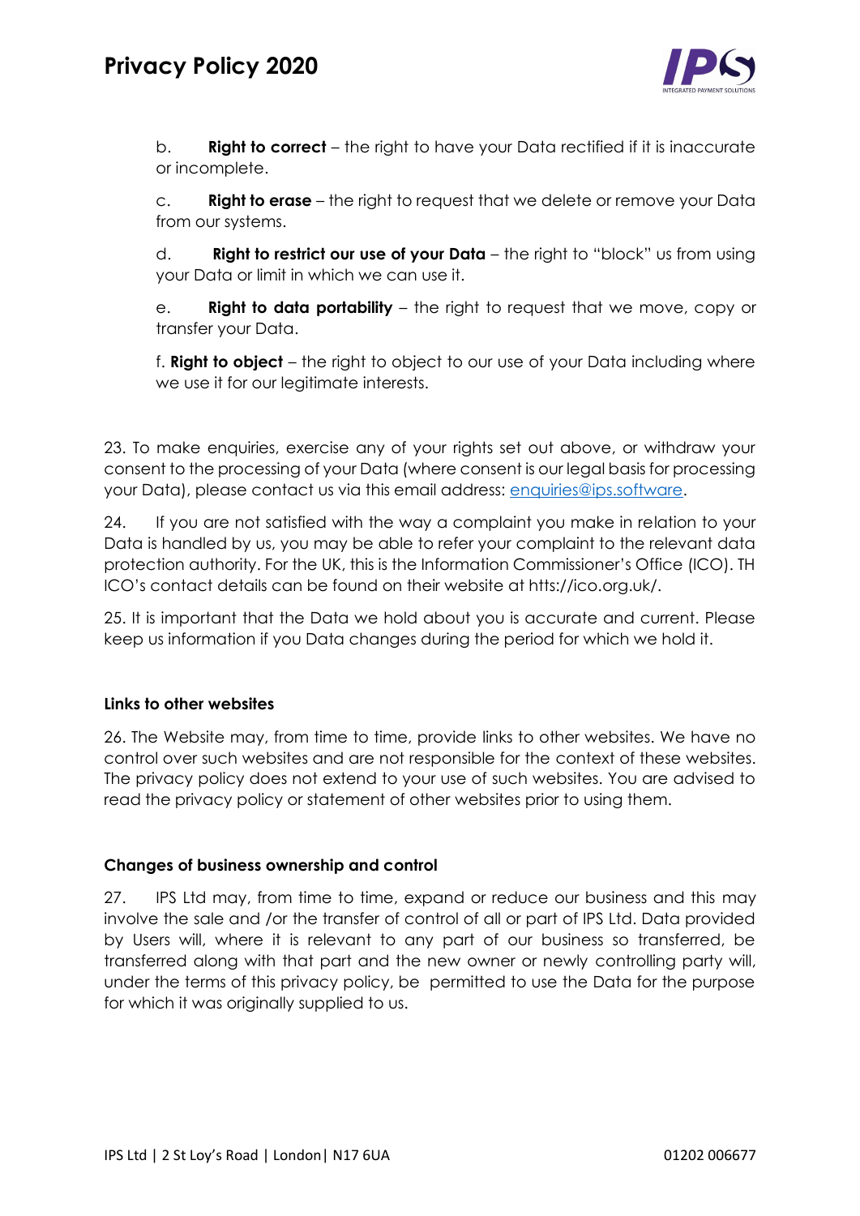b. **Right to correct** – the right to have your Data rectified if it is inaccurate or incomplete.

c. **Right to erase** – the right to request that we delete or remove your Data from our systems.

d. **Right to restrict our use of your Data** – the right to "block" us from using your Data or limit in which we can use it.

e. **Right to data portability** – the right to request that we move, copy or transfer your Data.

f. **Right to object** – the right to object to our use of your Data including where we use it for our legitimate interests.

23. To make enquiries, exercise any of your rights set out above, or withdraw your consent to the processing of your Data (where consent is our legal basis for processing your Data), please contact us via this email address: enquiries@ips.software.

24. If you are not satisfied with the way a complaint you make in relation to your Data is handled by us, you may be able to refer your complaint to the relevant data protection authority. For the UK, this is the Information Commissioner's Office (ICO). TH ICO's contact details can be found on their website at htts://ico.org.uk/.

25. It is important that the Data we hold about you is accurate and current. Please keep us information if you Data changes during the period for which we hold it.

**Links to other websites**

26. The Website may, from time to time, provide links to other websites. We have no control over such websites and are not responsible for the context of these websites. The privacy policy does not extend to your use of such websites. You are advised to read the privacy policy or statement of other websites prior to using them.

**Changes of business ownership and control**

27. IPS Ltd may, from time to time, expand or reduce our business and this may involve the sale and /or the transfer of control of all or part of IPS Ltd. Data provided by Users will, where it is relevant to any part of our business so transferred, be transferred along with that part and the new owner or newly controlling party will, under the terms of this privacy policy, be permitted to use the Data for the purpose for which it was originally supplied to us.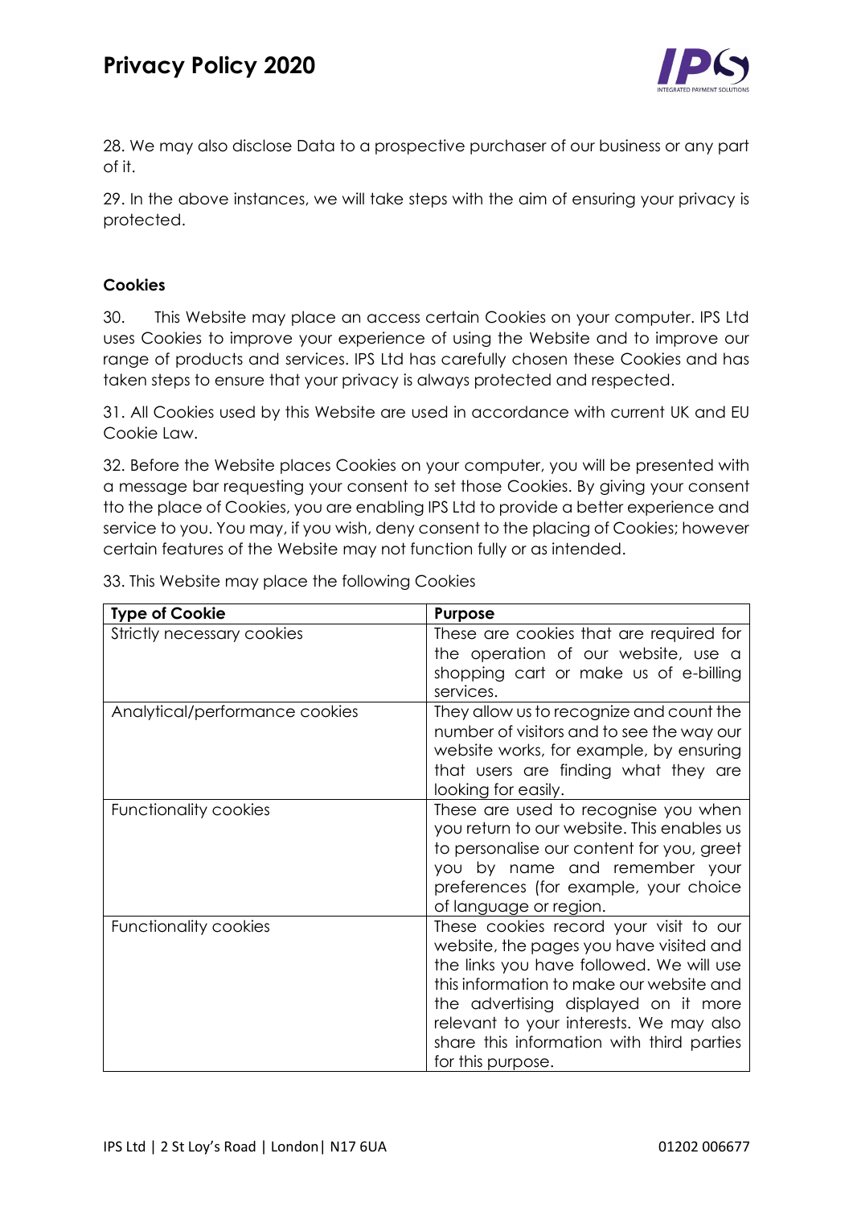28. We may also disclose Data to a prospective purchaser of our business or any part of it.

29. In the above instances, we will take steps with the aim of ensuring your privacy is protected.

**Cookies**

30. This Website may place an access certain Cookies on your computer. IPS Ltd uses Cookies to improve your experience of using the Website and to improve our range of products and services. IPS Ltd has carefully chosen these Cookies and has taken steps to ensure that your privacy is always protected and respected.

31. All Cookies used by this Website are used in accordance with current UK and EU Cookie Law.

32. Before the Website places Cookies on your computer, you will be presented with a message bar requesting your consent to set those Cookies. By giving your consent tto the place of Cookies, you are enabling IPS Ltd to provide a better experience and service to you. You may, if you wish, deny consent to the placing of Cookies; however certain features of the Website may not function fully or as intended.

33. This Website may place the following Cookies

| Type of Cookie | Purpose |
|---|---|
| Strictly necessary cookies | These are cookies that are required for the operation of our website, use a shopping cart or make us of e-billing services. |
| Analytical/performance cookies | They allow us to recognize and count the number of visitors and to see the way our website works, for example, by ensuring that users are finding what they are looking for easily. |
| Functionality cookies | These are used to recognise you when you return to our website. This enables us to personalise our content for you, greet you by name and remember your preferences (for example, your choice of language or region. |
| Functionality cookies | These cookies record your visit to our website, the pages you have visited and the links you have followed. We will use this information to make our website and the advertising displayed on it more relevant to your interests. We may also share this information with third parties for this purpose. |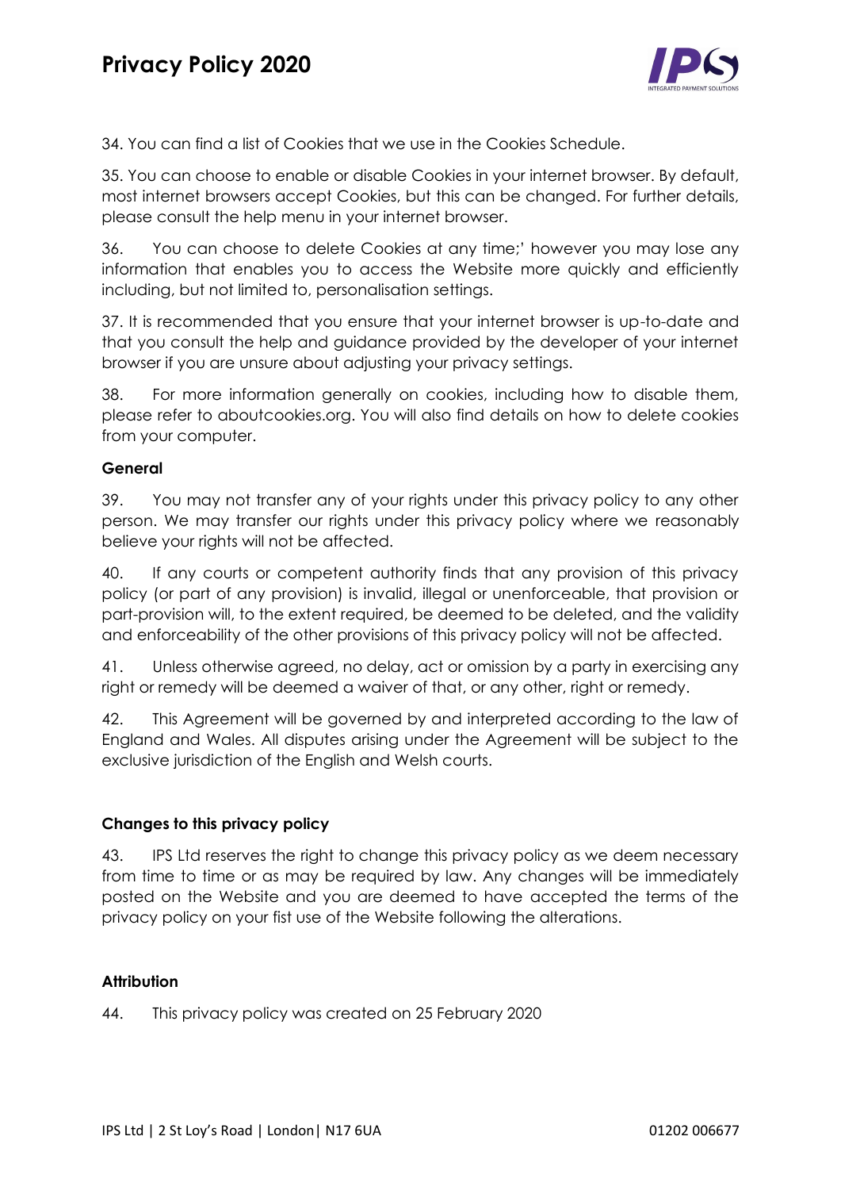34. You can find a list of Cookies that we use in the Cookies Schedule.

35. You can choose to enable or disable Cookies in your internet browser. By default, most internet browsers accept Cookies, but this can be changed. For further details, please consult the help menu in your internet browser.

36. You can choose to delete Cookies at any time;' however you may lose any information that enables you to access the Website more quickly and efficiently including, but not limited to, personalisation settings.

37. It is recommended that you ensure that your internet browser is up-to-date and that you consult the help and guidance provided by the developer of your internet browser if you are unsure about adjusting your privacy settings.

38. For more information generally on cookies, including how to disable them, please refer to aboutcookies.org. You will also find details on how to delete cookies from your computer.

**General**

39. You may not transfer any of your rights under this privacy policy to any other person. We may transfer our rights under this privacy policy where we reasonably believe your rights will not be affected.

40. If any courts or competent authority finds that any provision of this privacy policy (or part of any provision) is invalid, illegal or unenforceable, that provision or part-provision will, to the extent required, be deemed to be deleted, and the validity and enforceability of the other provisions of this privacy policy will not be affected.

41. Unless otherwise agreed, no delay, act or omission by a party in exercising any right or remedy will be deemed a waiver of that, or any other, right or remedy.

42. This Agreement will be governed by and interpreted according to the law of England and Wales. All disputes arising under the Agreement will be subject to the exclusive jurisdiction of the English and Welsh courts.

**Changes to this privacy policy**

43. IPS Ltd reserves the right to change this privacy policy as we deem necessary from time to time or as may be required by law. Any changes will be immediately posted on the Website and you are deemed to have accepted the terms of the privacy policy on your fist use of the Website following the alterations.

**Attribution**

44. This privacy policy was created on 25 February 2020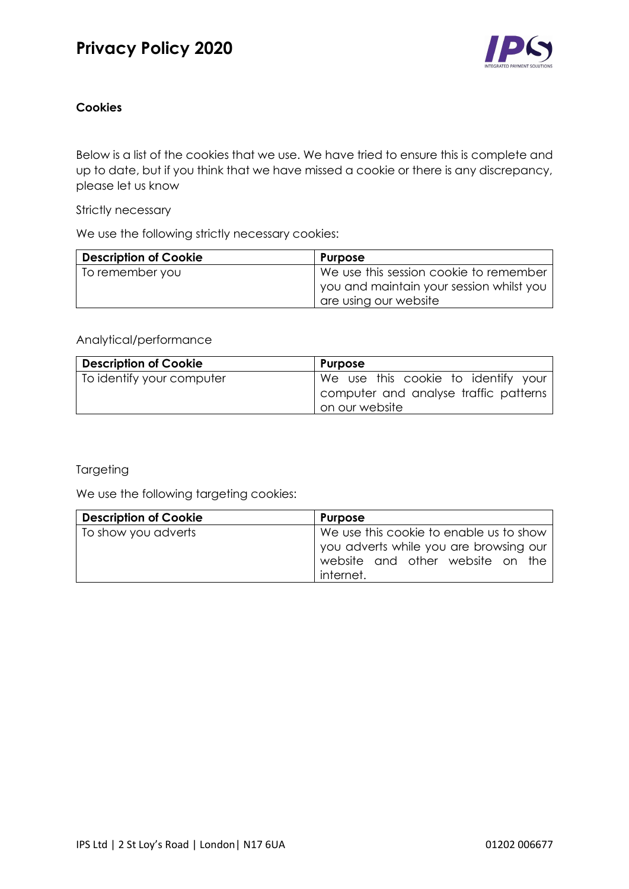### Cookies

Below is a list of the cookies that we use. We have tried to ensure this is complete and up to date, but if you think that we have missed a cookie or there is any discrepancy, please let us know

Strictly necessary

We use the following strictly necessary cookies:

| Description of Cookie | Purpose |
| --- | --- |
| To remember you | We use this session cookie to remember you and maintain your session whilst you are using our website |

Analytical/performance

| Description of Cookie | Purpose |
| --- | --- |
| To identify your computer | We use this cookie to identify your computer and analyse traffic patterns on our website |

Targeting

We use the following targeting cookies:

| Description of Cookie | Purpose |
| --- | --- |
| To show you adverts | We use this cookie to enable us to show you adverts while you are browsing our website and other website on the internet. |